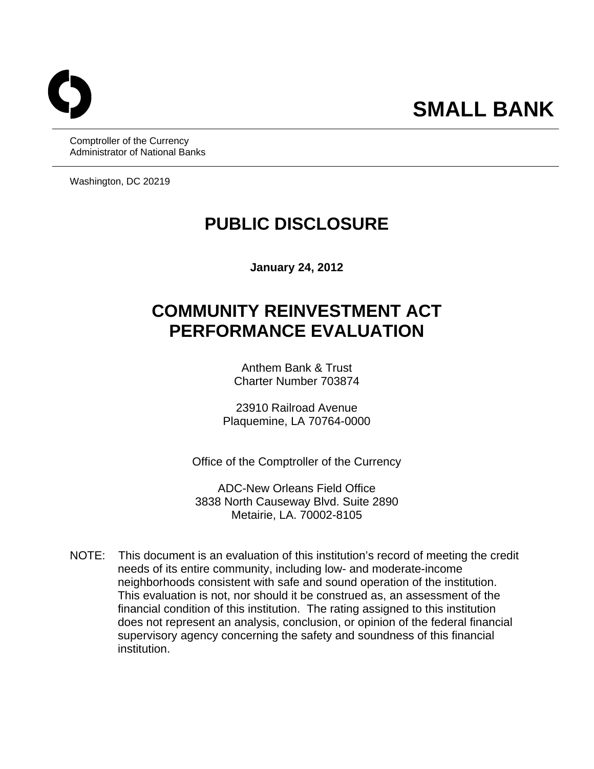# SMALL BANK

Comptroller of the Currency
Administrator of National Banks

Washington, DC 20219

# PUBLIC DISCLOSURE

**January 24, 2012**

# COMMUNITY REINVESTMENT ACT PERFORMANCE EVALUATION

Anthem Bank & Trust
Charter Number 703874

23910 Railroad Avenue
Plaquemine, LA 70764-0000

Office of the Comptroller of the Currency

ADC-New Orleans Field Office
3838 North Causeway Blvd. Suite 2890
Metairie, LA. 70002-8105

NOTE: This document is an evaluation of this institution's record of meeting the credit needs of its entire community, including low- and moderate-income neighborhoods consistent with safe and sound operation of the institution. This evaluation is not, nor should it be construed as, an assessment of the financial condition of this institution. The rating assigned to this institution does not represent an analysis, conclusion, or opinion of the federal financial supervisory agency concerning the safety and soundness of this financial institution.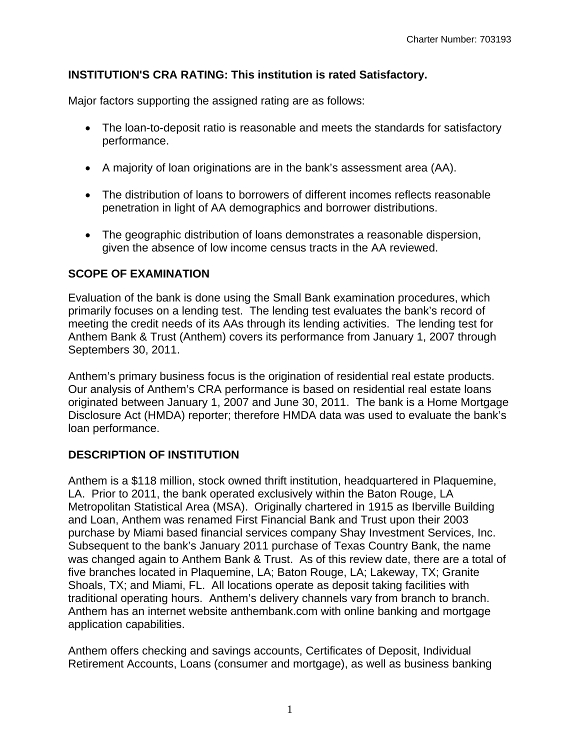**INSTITUTION'S CRA RATING: This institution is rated Satisfactory.**

Major factors supporting the assigned rating are as follows:

- The loan-to-deposit ratio is reasonable and meets the standards for satisfactory performance.
- A majority of loan originations are in the bank's assessment area (AA).
- The distribution of loans to borrowers of different incomes reflects reasonable penetration in light of AA demographics and borrower distributions.
- The geographic distribution of loans demonstrates a reasonable dispersion, given the absence of low income census tracts in the AA reviewed.

## SCOPE OF EXAMINATION

Evaluation of the bank is done using the Small Bank examination procedures, which primarily focuses on a lending test. The lending test evaluates the bank's record of meeting the credit needs of its AAs through its lending activities. The lending test for Anthem Bank & Trust (Anthem) covers its performance from January 1, 2007 through Septembers 30, 2011.

Anthem's primary business focus is the origination of residential real estate products. Our analysis of Anthem's CRA performance is based on residential real estate loans originated between January 1, 2007 and June 30, 2011. The bank is a Home Mortgage Disclosure Act (HMDA) reporter; therefore HMDA data was used to evaluate the bank's loan performance.

## DESCRIPTION OF INSTITUTION

Anthem is a $118 million, stock owned thrift institution, headquartered in Plaquemine, LA. Prior to 2011, the bank operated exclusively within the Baton Rouge, LA Metropolitan Statistical Area (MSA). Originally chartered in 1915 as Iberville Building and Loan, Anthem was renamed First Financial Bank and Trust upon their 2003 purchase by Miami based financial services company Shay Investment Services, Inc. Subsequent to the bank's January 2011 purchase of Texas Country Bank, the name was changed again to Anthem Bank & Trust. As of this review date, there are a total of five branches located in Plaquemine, LA; Baton Rouge, LA; Lakeway, TX; Granite Shoals, TX; and Miami, FL. All locations operate as deposit taking facilities with traditional operating hours. Anthem's delivery channels vary from branch to branch. Anthem has an internet website anthembank.com with online banking and mortgage application capabilities.

Anthem offers checking and savings accounts, Certificates of Deposit, Individual Retirement Accounts, Loans (consumer and mortgage), as well as business banking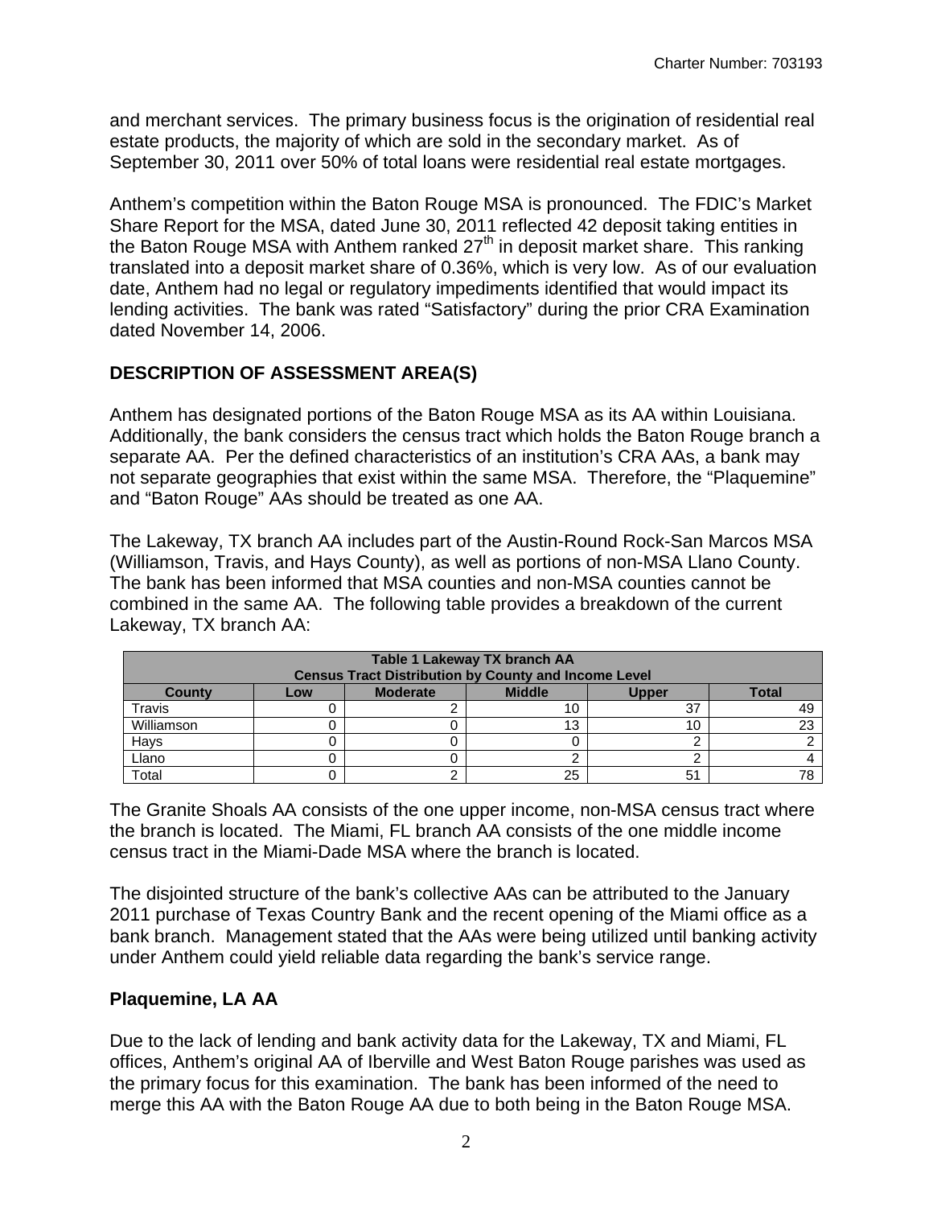and merchant services. The primary business focus is the origination of residential real estate products, the majority of which are sold in the secondary market. As of September 30, 2011 over 50% of total loans were residential real estate mortgages.

Anthem's competition within the Baton Rouge MSA is pronounced. The FDIC's Market Share Report for the MSA, dated June 30, 2011 reflected 42 deposit taking entities in the Baton Rouge MSA with Anthem ranked 27th in deposit market share. This ranking translated into a deposit market share of 0.36%, which is very low. As of our evaluation date, Anthem had no legal or regulatory impediments identified that would impact its lending activities. The bank was rated "Satisfactory" during the prior CRA Examination dated November 14, 2006.

## DESCRIPTION OF ASSESSMENT AREA(S)

Anthem has designated portions of the Baton Rouge MSA as its AA within Louisiana. Additionally, the bank considers the census tract which holds the Baton Rouge branch a separate AA. Per the defined characteristics of an institution's CRA AAs, a bank may not separate geographies that exist within the same MSA. Therefore, the "Plaquemine" and "Baton Rouge" AAs should be treated as one AA.

The Lakeway, TX branch AA includes part of the Austin-Round Rock-San Marcos MSA (Williamson, Travis, and Hays County), as well as portions of non-MSA Llano County. The bank has been informed that MSA counties and non-MSA counties cannot be combined in the same AA. The following table provides a breakdown of the current Lakeway, TX branch AA:

| Table 1 Lakeway TX branch AA Census Tract Distribution by County and Income Level | | | | | |
|---|---|---|---|---|---|
| **County** | **Low** | **Moderate** | **Middle** | **Upper** | **Total** |
| Travis | 0 | 2 | 10 | 37 | 49 |
| Williamson | 0 | 0 | 13 | 10 | 23 |
| Hays | 0 | 0 | 0 | 2 | 2 |
| Llano | 0 | 0 | 2 | 2 | 4 |
| Total | 0 | 2 | 25 | 51 | 78 |

The Granite Shoals AA consists of the one upper income, non-MSA census tract where the branch is located. The Miami, FL branch AA consists of the one middle income census tract in the Miami-Dade MSA where the branch is located.

The disjointed structure of the bank's collective AAs can be attributed to the January 2011 purchase of Texas Country Bank and the recent opening of the Miami office as a bank branch. Management stated that the AAs were being utilized until banking activity under Anthem could yield reliable data regarding the bank's service range.

### Plaquemine, LA AA

Due to the lack of lending and bank activity data for the Lakeway, TX and Miami, FL offices, Anthem's original AA of Iberville and West Baton Rouge parishes was used as the primary focus for this examination. The bank has been informed of the need to merge this AA with the Baton Rouge AA due to both being in the Baton Rouge MSA.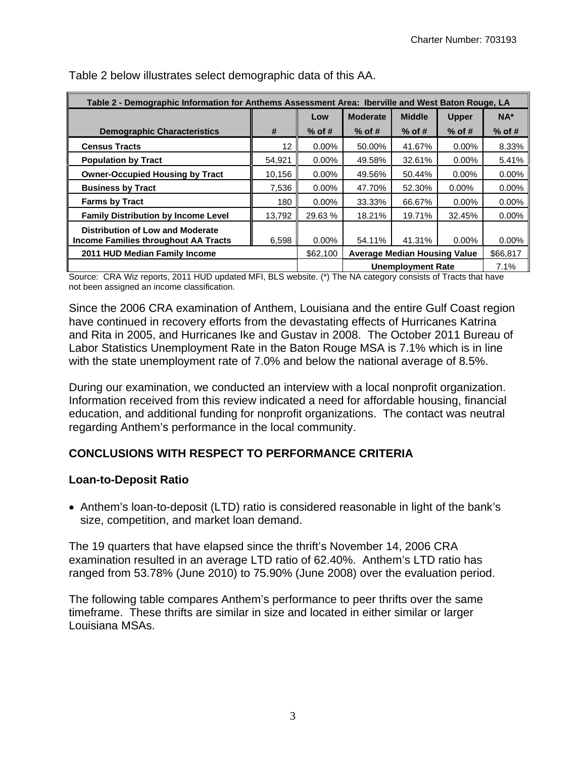Table 2 below illustrates select demographic data of this AA.

| Table 2 - Demographic Information for Anthems Assessment Area: Iberville and West Baton Rouge, LA | | | | | | |
|---|---|---|---|---|---|---|
| | | Low | Moderate | Middle | Upper | NA* |
| **Demographic Characteristics** | **#** | **% of #** | **% of #** | **% of #** | **% of #** | **% of #** |
| **Census Tracts** | 12 | 0.00% | 50.00% | 41.67% | 0.00% | 8.33% |
| **Population by Tract** | 54,921 | 0.00% | 49.58% | 32.61% | 0.00% | 5.41% |
| **Owner-Occupied Housing by Tract** | 10,156 | 0.00% | 49.56% | 50.44% | 0.00% | 0.00% |
| **Business by Tract** | 7,536 | 0.00% | 47.70% | 52.30% | 0.00% | 0.00% |
| **Farms by Tract** | 180 | 0.00% | 33.33% | 66.67% | 0.00% | 0.00% |
| **Family Distribution by Income Level** | 13,792 | 29.63 % | 18.21% | 19.71% | 32.45% | 0.00% |
| **Distribution of Low and Moderate Income Families throughout AA Tracts** | 6,598 | 0.00% | 54.11% | 41.31% | 0.00% | 0.00% |
| **2011 HUD Median Family Income** | | $62,100 | **Average Median Housing Value** | | | $66,817 |
| | | | **Unemployment Rate** | | | 7.1% |

Source: CRA Wiz reports, 2011 HUD updated MFI, BLS website. (*) The NA category consists of Tracts that have not been assigned an income classification.

Since the 2006 CRA examination of Anthem, Louisiana and the entire Gulf Coast region have continued in recovery efforts from the devastating effects of Hurricanes Katrina and Rita in 2005, and Hurricanes Ike and Gustav in 2008. The October 2011 Bureau of Labor Statistics Unemployment Rate in the Baton Rouge MSA is 7.1% which is in line with the state unemployment rate of 7.0% and below the national average of 8.5%.

During our examination, we conducted an interview with a local nonprofit organization. Information received from this review indicated a need for affordable housing, financial education, and additional funding for nonprofit organizations. The contact was neutral regarding Anthem's performance in the local community.

## CONCLUSIONS WITH RESPECT TO PERFORMANCE CRITERIA

### Loan-to-Deposit Ratio

- Anthem's loan-to-deposit (LTD) ratio is considered reasonable in light of the bank's size, competition, and market loan demand.

The 19 quarters that have elapsed since the thrift's November 14, 2006 CRA examination resulted in an average LTD ratio of 62.40%. Anthem's LTD ratio has ranged from 53.78% (June 2010) to 75.90% (June 2008) over the evaluation period.

The following table compares Anthem's performance to peer thrifts over the same timeframe. These thrifts are similar in size and located in either similar or larger Louisiana MSAs.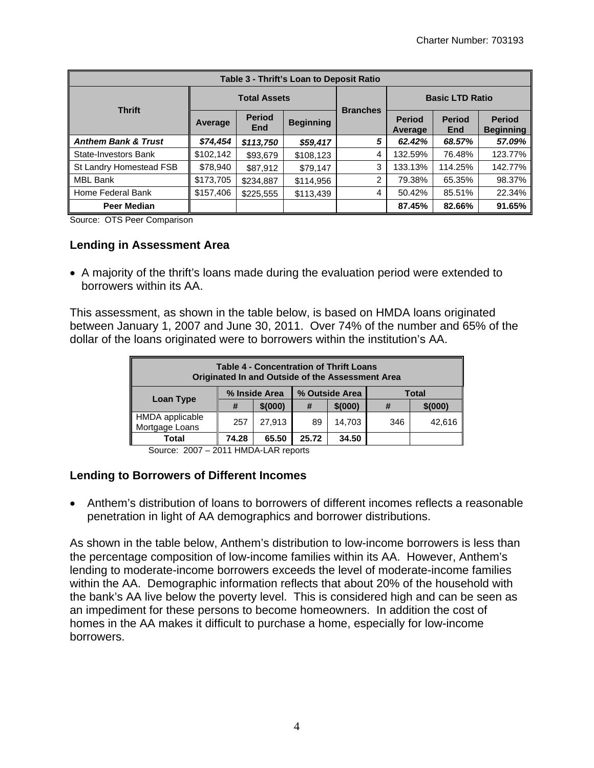| Table 3 - Thrift's Loan to Deposit Ratio | | | | | | | |
|---|---|---|---|---|---|---|---|
| Thrift | Total Assets | | | Branches | Basic LTD Ratio | | |
| | Average | Period End | Beginning | | Period Average | Period End | Period Beginning |
| ***Anthem Bank & Trust*** | ***$74,454*** | ***$113,750*** | ***$59,417*** | ***5*** | ***62.42%*** | ***68.57%*** | ***57.09%*** |
| State-Investors Bank | $102,142 | $93,679 | $108,123 | 4 | 132.59% | 76.48% | 123.77% |
| St Landry Homestead FSB | $78,940 | $87,912 | $79,147 | 3 | 133.13% | 114.25% | 142.77% |
| MBL Bank | $173,705 | $234,887 | $114,956 | 2 | 79.38% | 65.35% | 98.37% |
| Home Federal Bank | $157,406 | $225,555 | $113,439 | 4 | 50.42% | 85.51% | 22.34% |
| **Peer Median** | | | | | **87.45%** | **82.66%** | **91.65%** |

Source: OTS Peer Comparison

### Lending in Assessment Area

- A majority of the thrift's loans made during the evaluation period were extended to borrowers within its AA.

This assessment, as shown in the table below, is based on HMDA loans originated between January 1, 2007 and June 30, 2011. Over 74% of the number and 65% of the dollar of the loans originated were to borrowers within the institution's AA.

| Table 4 - Concentration of Thrift Loans Originated In and Outside of the Assessment Area | | | | | | |
|---|---|---|---|---|---|---|
| Loan Type | % Inside Area | | % Outside Area | | Total | |
| | # | $(000) | # | $(000) | # | $(000) |
| HMDA applicable Mortgage Loans | 257 | 27,913 | 89 | 14,703 | 346 | 42,616 |
| **Total** | **74.28** | **65.50** | **25.72** | **34.50** | | |

Source: 2007 – 2011 HMDA-LAR reports

### Lending to Borrowers of Different Incomes

- Anthem's distribution of loans to borrowers of different incomes reflects a reasonable penetration in light of AA demographics and borrower distributions.

As shown in the table below, Anthem's distribution to low-income borrowers is less than the percentage composition of low-income families within its AA. However, Anthem's lending to moderate-income borrowers exceeds the level of moderate-income families within the AA. Demographic information reflects that about 20% of the household with the bank's AA live below the poverty level. This is considered high and can be seen as an impediment for these persons to become homeowners. In addition the cost of homes in the AA makes it difficult to purchase a home, especially for low-income borrowers.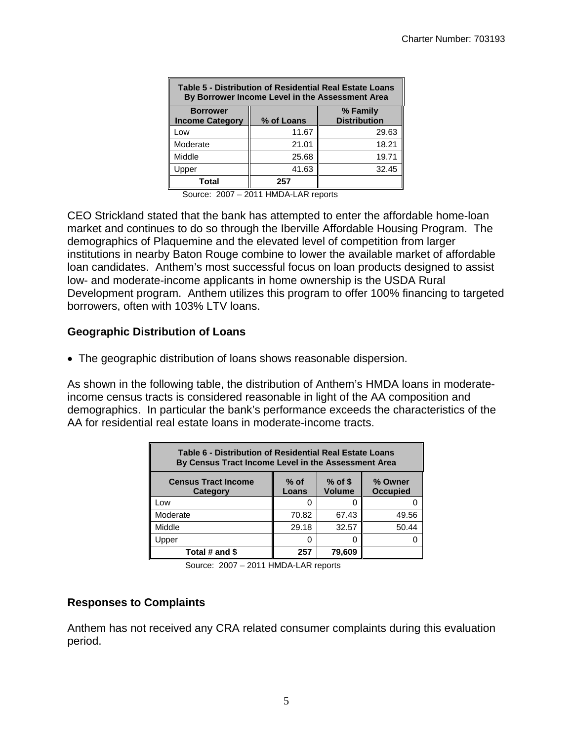| Table 5 - Distribution of Residential Real Estate Loans By Borrower Income Level in the Assessment Area | | |
|---|---|---|
| **Borrower Income Category** | **% of Loans** | **% Family Distribution** |
| Low | 11.67 | 29.63 |
| Moderate | 21.01 | 18.21 |
| Middle | 25.68 | 19.71 |
| Upper | 41.63 | 32.45 |
| **Total** | **257** | |

Source: 2007 – 2011 HMDA-LAR reports

CEO Strickland stated that the bank has attempted to enter the affordable home-loan market and continues to do so through the Iberville Affordable Housing Program. The demographics of Plaquemine and the elevated level of competition from larger institutions in nearby Baton Rouge combine to lower the available market of affordable loan candidates. Anthem's most successful focus on loan products designed to assist low- and moderate-income applicants in home ownership is the USDA Rural Development program. Anthem utilizes this program to offer 100% financing to targeted borrowers, often with 103% LTV loans.

### Geographic Distribution of Loans

- The geographic distribution of loans shows reasonable dispersion.

As shown in the following table, the distribution of Anthem's HMDA loans in moderate-income census tracts is considered reasonable in light of the AA composition and demographics. In particular the bank's performance exceeds the characteristics of the AA for residential real estate loans in moderate-income tracts.

| Table 6 - Distribution of Residential Real Estate Loans By Census Tract Income Level in the Assessment Area | | | |
|---|---|---|---|
| **Census Tract Income Category** | **% of Loans** | **% of $ Volume** | **% Owner Occupied** |
| Low | 0 | 0 | 0 |
| Moderate | 70.82 | 67.43 | 49.56 |
| Middle | 29.18 | 32.57 | 50.44 |
| Upper | 0 | 0 | 0 |
| **Total # and $** | **257** | **79,609** | |

Source: 2007 – 2011 HMDA-LAR reports

### Responses to Complaints

Anthem has not received any CRA related consumer complaints during this evaluation period.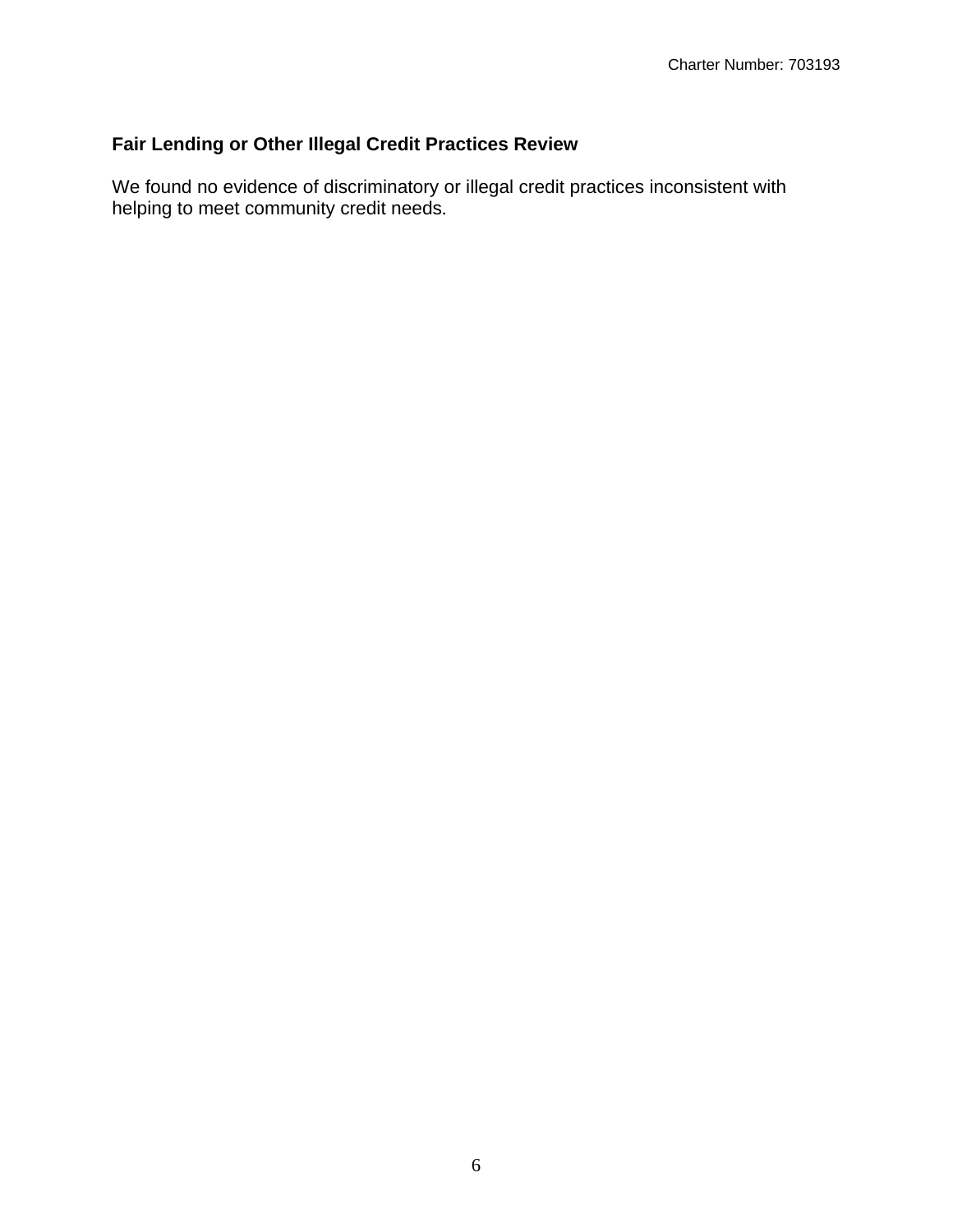### Fair Lending or Other Illegal Credit Practices Review

We found no evidence of discriminatory or illegal credit practices inconsistent with helping to meet community credit needs.